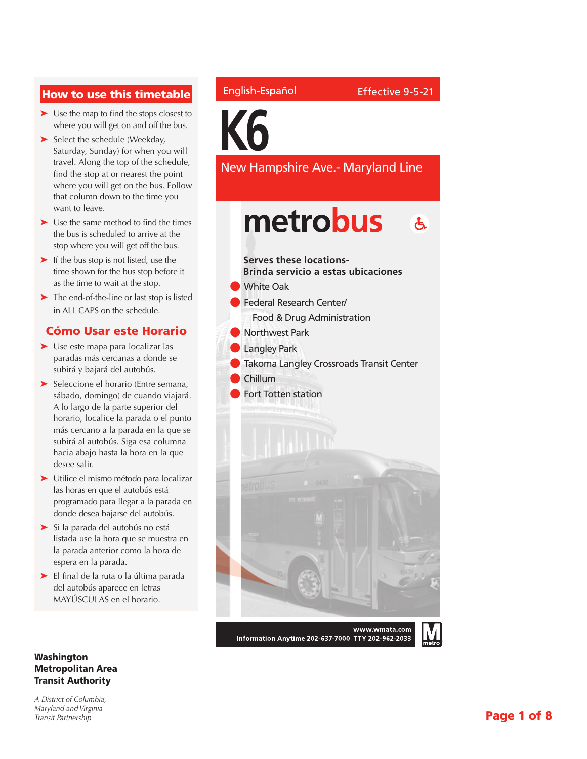English-Español Effective 9-5-21

# K6

## New Hampshire Ave.- Maryland Line

**metrobus**

**Serves these locations-**
**Brinda servicio a estas ubicaciones**

- White Oak
- Federal Research Center/ Food & Drug Administration
- Northwest Park
- Langley Park
- Takoma Langley Crossroads Transit Center
- Chillum
- Fort Totten station

**www.wmata.com**
**Information Anytime 202-637-7000 TTY 202-962-2033**

## How to use this timetable

- Use the map to find the stops closest to where you will get on and off the bus.
- Select the schedule (Weekday, Saturday, Sunday) for when you will travel. Along the top of the schedule, find the stop at or nearest the point where you will get on the bus. Follow that column down to the time you want to leave.
- Use the same method to find the times the bus is scheduled to arrive at the stop where you will get off the bus.
- If the bus stop is not listed, use the time shown for the bus stop before it as the time to wait at the stop.
- The end-of-the-line or last stop is listed in ALL CAPS on the schedule.

## Cómo Usar este Horario

- Use este mapa para localizar las paradas más cercanas a donde se subirá y bajará del autobús.
- Seleccione el horario (Entre semana, sábado, domingo) de cuando viajará. A lo largo de la parte superior del horario, localice la parada o el punto más cercano a la parada en la que se subirá al autobús. Siga esa columna hacia abajo hasta la hora en la que desee salir.
- Utilice el mismo método para localizar las horas en que el autobús está programado para llegar a la parada en donde desea bajarse del autobús.
- Si la parada del autobús no está listada use la hora que se muestra en la parada anterior como la hora de espera en la parada.
- El final de la ruta o la última parada del autobús aparece en letras MAYÚSCULAS en el horario.

**Washington Metropolitan Area Transit Authority**

*A District of Columbia, Maryland and Virginia Transit Partnership*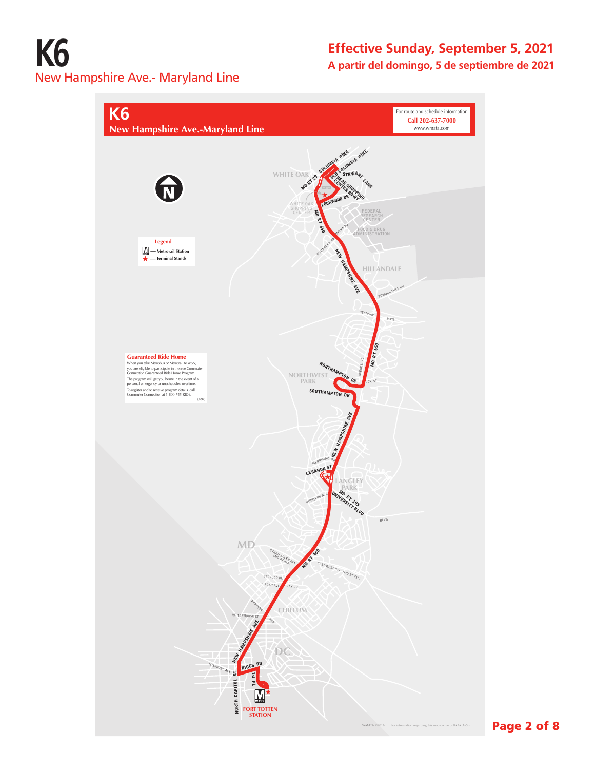# K6

New Hampshire Ave.- Maryland Line

## Effective Sunday, September 5, 2021

**A partir del domingo, 5 de septiembre de 2021**

## K6

**New Hampshire Ave.-Maryland Line**

For route and schedule information
**Call 202-637-7000**
www.wmata.com

**Legend**

- M — Metrorail Station
- ★ — Terminal Stands

**Guaranteed Ride Home**

When you take Metrobus or Metrorail to work, you are eligible to participate in the free Commuter Connection Guaranteed Ride Home Program.

The program will get you home in the event of a personal emergency or unscheduled overtime.

To register and to receive program details, call Commuter Connection at 1-800-745-RIDE.

(2/97)

WHITE OAK · COLUMBIA PIKE · MD RT 29 · OLD COLUMBIA PIKE · STEWART LANE · WHITE OAK SHOPPING CENTER · LOCKWOOD DR · MD RT 650 · FEDERAL RESEARCH CENTER · FOOD & DRUG ADMINISTRATION · NEW HAMPSHIRE AVE · HILLANDALE · POWDER MILL RD · BELTWAY · I-495 · NORTHWEST PARK · NORTHAMPTON DR · AVENEL RD · SOUTHAMPTON DR · MERRIMAC DR · LEBANON ST · LANGLEY PARK · MD RT 193 UNIVERSITY BLVD · KIRKLYNN AVE · MD · ETHAN ALLEN AVE (MD RT 410) · EAST-WEST HWY (MD RT 410) · BELFORD PL · POPLAR AVE · RAY RD · CHILLUM · EASTERN AVE · RITTENHOUSE ST · DC · MISSOURI AVE · RIGGS RD · 1st PL · NORTH CAPITOL ST · FORT TOTTEN STATION

WMATA ©2016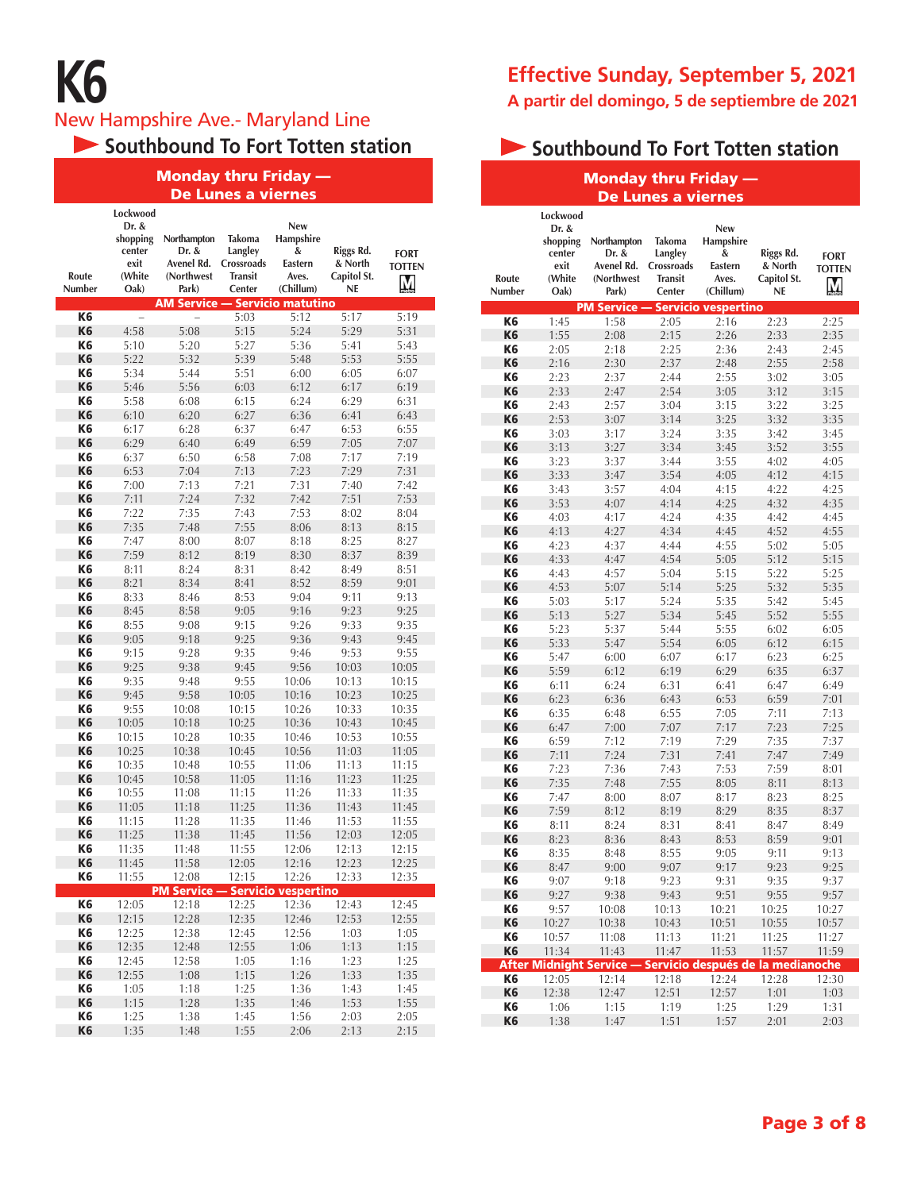# K6

## New Hampshire Ave.- Maryland Line

**Effective Sunday, September 5, 2021**

**A partir del domingo, 5 de septiembre de 2021**

### Southbound To Fort Totten station

**Monday thru Friday — De Lunes a viernes**

| Route Number | Lockwood Dr. & shopping center exit (White Oak) | Northampton Dr. & Avenel Rd. (Northwest Park) | Takoma Langley Crossroads Transit Center | New Hampshire & Eastern Aves. (Chillum) | Riggs Rd. & North Capitol St. NE | FORT TOTTEN |
|---|---|---|---|---|---|---|
| **AM Service — Servicio matutino** | | | | | | |
| K6 | – | – | 5:03 | 5:12 | 5:17 | 5:19 |
| K6 | 4:58 | 5:08 | 5:15 | 5:24 | 5:29 | 5:31 |
| K6 | 5:10 | 5:20 | 5:27 | 5:36 | 5:41 | 5:43 |
| K6 | 5:22 | 5:32 | 5:39 | 5:48 | 5:53 | 5:55 |
| K6 | 5:34 | 5:44 | 5:51 | 6:00 | 6:05 | 6:07 |
| K6 | 5:46 | 5:56 | 6:03 | 6:12 | 6:17 | 6:19 |
| K6 | 5:58 | 6:08 | 6:15 | 6:24 | 6:29 | 6:31 |
| K6 | 6:10 | 6:20 | 6:27 | 6:36 | 6:41 | 6:43 |
| K6 | 6:17 | 6:28 | 6:37 | 6:47 | 6:53 | 6:55 |
| K6 | 6:29 | 6:40 | 6:49 | 6:59 | 7:05 | 7:07 |
| K6 | 6:37 | 6:50 | 6:58 | 7:08 | 7:17 | 7:19 |
| K6 | 6:53 | 7:04 | 7:13 | 7:23 | 7:29 | 7:31 |
| K6 | 7:00 | 7:13 | 7:21 | 7:31 | 7:40 | 7:42 |
| K6 | 7:11 | 7:24 | 7:32 | 7:42 | 7:51 | 7:53 |
| K6 | 7:22 | 7:35 | 7:43 | 7:53 | 8:02 | 8:04 |
| K6 | 7:35 | 7:48 | 7:55 | 8:06 | 8:13 | 8:15 |
| K6 | 7:47 | 8:00 | 8:07 | 8:18 | 8:25 | 8:27 |
| K6 | 7:59 | 8:12 | 8:19 | 8:30 | 8:37 | 8:39 |
| K6 | 8:11 | 8:24 | 8:31 | 8:42 | 8:49 | 8:51 |
| K6 | 8:21 | 8:34 | 8:41 | 8:52 | 8:59 | 9:01 |
| K6 | 8:33 | 8:46 | 8:53 | 9:04 | 9:11 | 9:13 |
| K6 | 8:45 | 8:58 | 9:05 | 9:16 | 9:23 | 9:25 |
| K6 | 8:55 | 9:08 | 9:15 | 9:26 | 9:33 | 9:35 |
| K6 | 9:05 | 9:18 | 9:25 | 9:36 | 9:43 | 9:45 |
| K6 | 9:15 | 9:28 | 9:35 | 9:46 | 9:53 | 9:55 |
| K6 | 9:25 | 9:38 | 9:45 | 9:56 | 10:03 | 10:05 |
| K6 | 9:35 | 9:48 | 9:55 | 10:06 | 10:13 | 10:15 |
| K6 | 9:45 | 9:58 | 10:05 | 10:16 | 10:23 | 10:25 |
| K6 | 9:55 | 10:08 | 10:15 | 10:26 | 10:33 | 10:35 |
| K6 | 10:05 | 10:18 | 10:25 | 10:36 | 10:43 | 10:45 |
| K6 | 10:15 | 10:28 | 10:35 | 10:46 | 10:53 | 10:55 |
| K6 | 10:25 | 10:38 | 10:45 | 10:56 | 11:03 | 11:05 |
| K6 | 10:35 | 10:48 | 10:55 | 11:06 | 11:13 | 11:15 |
| K6 | 10:45 | 10:58 | 11:05 | 11:16 | 11:23 | 11:25 |
| K6 | 10:55 | 11:08 | 11:15 | 11:26 | 11:33 | 11:35 |
| K6 | 11:05 | 11:18 | 11:25 | 11:36 | 11:43 | 11:45 |
| K6 | 11:15 | 11:28 | 11:35 | 11:46 | 11:53 | 11:55 |
| K6 | 11:25 | 11:38 | 11:45 | 11:56 | 12:03 | 12:05 |
| K6 | 11:35 | 11:48 | 11:55 | 12:06 | 12:13 | 12:15 |
| K6 | 11:45 | 11:58 | 12:05 | 12:16 | 12:23 | 12:25 |
| K6 | 11:55 | 12:08 | 12:15 | 12:26 | 12:33 | 12:35 |
| **PM Service — Servicio vespertino** | | | | | | |
| K6 | 12:05 | 12:18 | 12:25 | 12:36 | 12:43 | 12:45 |
| K6 | 12:15 | 12:28 | 12:35 | 12:46 | 12:53 | 12:55 |
| K6 | 12:25 | 12:38 | 12:45 | 12:56 | 1:03 | 1:05 |
| K6 | 12:35 | 12:48 | 12:55 | 1:06 | 1:13 | 1:15 |
| K6 | 12:45 | 12:58 | 1:05 | 1:16 | 1:23 | 1:25 |
| K6 | 12:55 | 1:08 | 1:15 | 1:26 | 1:33 | 1:35 |
| K6 | 1:05 | 1:18 | 1:25 | 1:36 | 1:43 | 1:45 |
| K6 | 1:15 | 1:28 | 1:35 | 1:46 | 1:53 | 1:55 |
| K6 | 1:25 | 1:38 | 1:45 | 1:56 | 2:03 | 2:05 |
| K6 | 1:35 | 1:48 | 1:55 | 2:06 | 2:13 | 2:15 |
| K6 | 1:45 | 1:58 | 2:05 | 2:16 | 2:23 | 2:25 |
| K6 | 1:55 | 2:08 | 2:15 | 2:26 | 2:33 | 2:35 |
| K6 | 2:05 | 2:18 | 2:25 | 2:36 | 2:43 | 2:45 |
| K6 | 2:16 | 2:30 | 2:37 | 2:48 | 2:55 | 2:58 |
| K6 | 2:23 | 2:37 | 2:44 | 2:55 | 3:02 | 3:05 |
| K6 | 2:33 | 2:47 | 2:54 | 3:05 | 3:12 | 3:15 |
| K6 | 2:43 | 2:57 | 3:04 | 3:15 | 3:22 | 3:25 |
| K6 | 2:53 | 3:07 | 3:14 | 3:25 | 3:32 | 3:35 |
| K6 | 3:03 | 3:17 | 3:24 | 3:35 | 3:42 | 3:45 |
| K6 | 3:13 | 3:27 | 3:34 | 3:45 | 3:52 | 3:55 |
| K6 | 3:23 | 3:37 | 3:44 | 3:55 | 4:02 | 4:05 |
| K6 | 3:33 | 3:47 | 3:54 | 4:05 | 4:12 | 4:15 |
| K6 | 3:43 | 3:57 | 4:04 | 4:15 | 4:22 | 4:25 |
| K6 | 3:53 | 4:07 | 4:14 | 4:25 | 4:32 | 4:35 |
| K6 | 4:03 | 4:17 | 4:24 | 4:35 | 4:42 | 4:45 |
| K6 | 4:13 | 4:27 | 4:34 | 4:45 | 4:52 | 4:55 |
| K6 | 4:23 | 4:37 | 4:44 | 4:55 | 5:02 | 5:05 |
| K6 | 4:33 | 4:47 | 4:54 | 5:05 | 5:12 | 5:15 |
| K6 | 4:43 | 4:57 | 5:04 | 5:15 | 5:22 | 5:25 |
| K6 | 4:53 | 5:07 | 5:14 | 5:25 | 5:32 | 5:35 |
| K6 | 5:03 | 5:17 | 5:24 | 5:35 | 5:42 | 5:45 |
| K6 | 5:13 | 5:27 | 5:34 | 5:45 | 5:52 | 5:55 |
| K6 | 5:23 | 5:37 | 5:44 | 5:55 | 6:02 | 6:05 |
| K6 | 5:33 | 5:47 | 5:54 | 6:05 | 6:12 | 6:15 |
| K6 | 5:47 | 6:00 | 6:07 | 6:17 | 6:23 | 6:25 |
| K6 | 5:59 | 6:12 | 6:19 | 6:29 | 6:35 | 6:37 |
| K6 | 6:11 | 6:24 | 6:31 | 6:41 | 6:47 | 6:49 |
| K6 | 6:23 | 6:36 | 6:43 | 6:53 | 6:59 | 7:01 |
| K6 | 6:35 | 6:48 | 6:55 | 7:05 | 7:11 | 7:13 |
| K6 | 6:47 | 7:00 | 7:07 | 7:17 | 7:23 | 7:25 |
| K6 | 6:59 | 7:12 | 7:19 | 7:29 | 7:35 | 7:37 |
| K6 | 7:11 | 7:24 | 7:31 | 7:41 | 7:47 | 7:49 |
| K6 | 7:23 | 7:36 | 7:43 | 7:53 | 7:59 | 8:01 |
| K6 | 7:35 | 7:48 | 7:55 | 8:05 | 8:11 | 8:13 |
| K6 | 7:47 | 8:00 | 8:07 | 8:17 | 8:23 | 8:25 |
| K6 | 7:59 | 8:12 | 8:19 | 8:29 | 8:35 | 8:37 |
| K6 | 8:11 | 8:24 | 8:31 | 8:41 | 8:47 | 8:49 |
| K6 | 8:23 | 8:36 | 8:43 | 8:53 | 8:59 | 9:01 |
| K6 | 8:35 | 8:48 | 8:55 | 9:05 | 9:11 | 9:13 |
| K6 | 8:47 | 9:00 | 9:07 | 9:17 | 9:23 | 9:25 |
| K6 | 9:07 | 9:18 | 9:23 | 9:31 | 9:35 | 9:37 |
| K6 | 9:27 | 9:38 | 9:43 | 9:51 | 9:55 | 9:57 |
| K6 | 9:57 | 10:08 | 10:13 | 10:21 | 10:25 | 10:27 |
| K6 | 10:27 | 10:38 | 10:43 | 10:51 | 10:55 | 10:57 |
| K6 | 10:57 | 11:08 | 11:13 | 11:21 | 11:25 | 11:27 |
| K6 | 11:34 | 11:43 | 11:47 | 11:53 | 11:57 | 11:59 |
| **After Midnight Service — Servicio después de la medianoche** | | | | | | |
| K6 | 12:05 | 12:14 | 12:18 | 12:24 | 12:28 | 12:30 |
| K6 | 12:38 | 12:47 | 12:51 | 12:57 | 1:01 | 1:03 |
| K6 | 1:06 | 1:15 | 1:19 | 1:25 | 1:29 | 1:31 |
| K6 | 1:38 | 1:47 | 1:51 | 1:57 | 2:01 | 2:03 |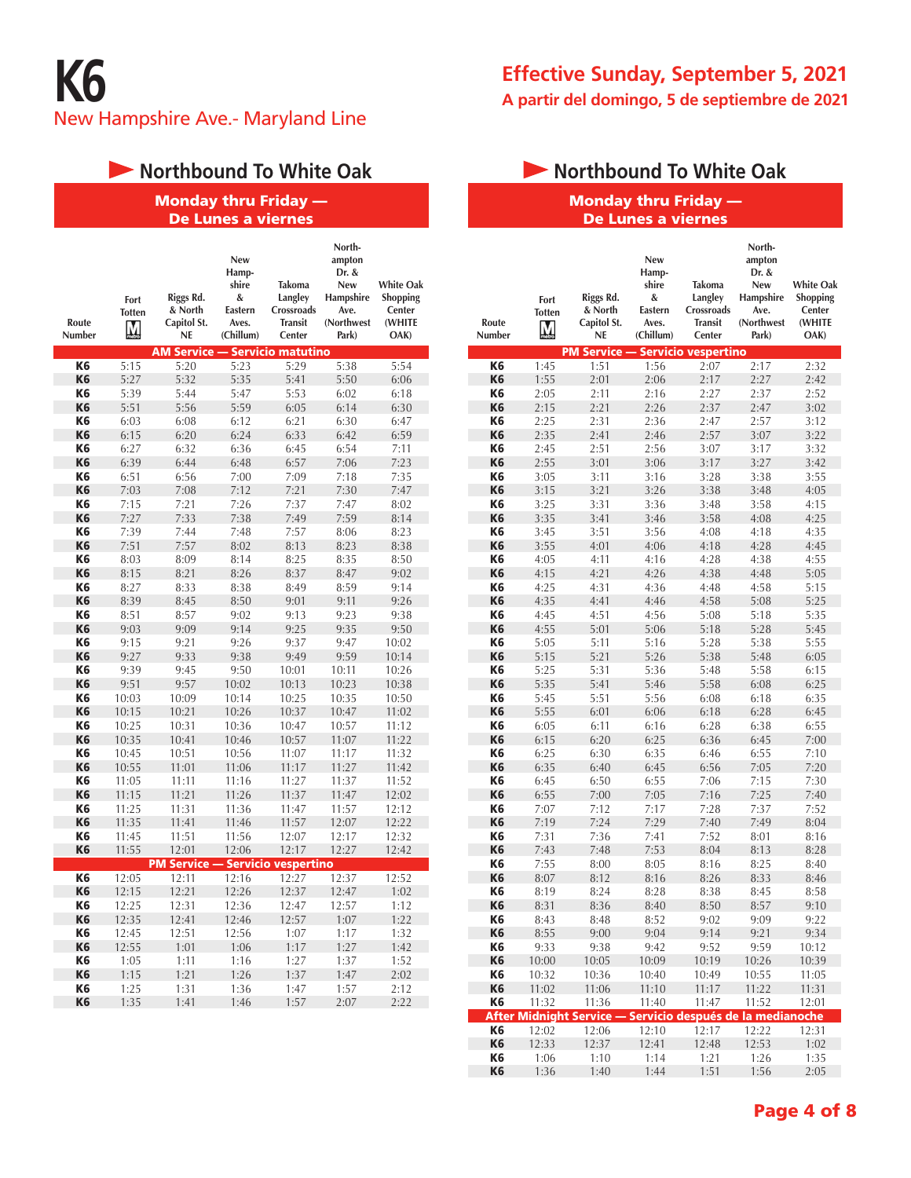# K6

New Hampshire Ave.- Maryland Line

**Effective Sunday, September 5, 2021**

**A partir del domingo, 5 de septiembre de 2021**

## Northbound To White Oak

### Monday thru Friday — De Lunes a viernes

| Route Number | Fort Totten (Metro) | Riggs Rd. & North Capitol St. NE | New Hampshire & Eastern Aves. (Chillum) | Takoma Langley Crossroads Transit Center | Northampton Dr. & New Hampshire Ave. (Northwest Park) | White Oak Shopping Center (WHITE OAK) |
|---|---|---|---|---|---|---|
| **AM Service — Servicio matutino** | | | | | | |
| K6 | 5:15 | 5:20 | 5:23 | 5:29 | 5:38 | 5:54 |
| K6 | 5:27 | 5:32 | 5:35 | 5:41 | 5:50 | 6:06 |
| K6 | 5:39 | 5:44 | 5:47 | 5:53 | 6:02 | 6:18 |
| K6 | 5:51 | 5:56 | 5:59 | 6:05 | 6:14 | 6:30 |
| K6 | 6:03 | 6:08 | 6:12 | 6:21 | 6:30 | 6:47 |
| K6 | 6:15 | 6:20 | 6:24 | 6:33 | 6:42 | 6:59 |
| K6 | 6:27 | 6:32 | 6:36 | 6:45 | 6:54 | 7:11 |
| K6 | 6:39 | 6:44 | 6:48 | 6:57 | 7:06 | 7:23 |
| K6 | 6:51 | 6:56 | 7:00 | 7:09 | 7:18 | 7:35 |
| K6 | 7:03 | 7:08 | 7:12 | 7:21 | 7:30 | 7:47 |
| K6 | 7:15 | 7:21 | 7:26 | 7:37 | 7:47 | 8:02 |
| K6 | 7:27 | 7:33 | 7:38 | 7:49 | 7:59 | 8:14 |
| K6 | 7:39 | 7:44 | 7:48 | 7:57 | 8:06 | 8:23 |
| K6 | 7:51 | 7:57 | 8:02 | 8:13 | 8:23 | 8:38 |
| K6 | 8:03 | 8:09 | 8:14 | 8:25 | 8:35 | 8:50 |
| K6 | 8:15 | 8:21 | 8:26 | 8:37 | 8:47 | 9:02 |
| K6 | 8:27 | 8:33 | 8:38 | 8:49 | 8:59 | 9:14 |
| K6 | 8:39 | 8:45 | 8:50 | 9:01 | 9:11 | 9:26 |
| K6 | 8:51 | 8:57 | 9:02 | 9:13 | 9:23 | 9:38 |
| K6 | 9:03 | 9:09 | 9:14 | 9:25 | 9:35 | 9:50 |
| K6 | 9:15 | 9:21 | 9:26 | 9:37 | 9:47 | 10:02 |
| K6 | 9:27 | 9:33 | 9:38 | 9:49 | 9:59 | 10:14 |
| K6 | 9:39 | 9:45 | 9:50 | 10:01 | 10:11 | 10:26 |
| K6 | 9:51 | 9:57 | 10:02 | 10:13 | 10:23 | 10:38 |
| K6 | 10:03 | 10:09 | 10:14 | 10:25 | 10:35 | 10:50 |
| K6 | 10:15 | 10:21 | 10:26 | 10:37 | 10:47 | 11:02 |
| K6 | 10:25 | 10:31 | 10:36 | 10:47 | 10:57 | 11:12 |
| K6 | 10:35 | 10:41 | 10:46 | 10:57 | 11:07 | 11:22 |
| K6 | 10:45 | 10:51 | 10:56 | 11:07 | 11:17 | 11:32 |
| K6 | 10:55 | 11:01 | 11:06 | 11:17 | 11:27 | 11:42 |
| K6 | 11:05 | 11:11 | 11:16 | 11:27 | 11:37 | 11:52 |
| K6 | 11:15 | 11:21 | 11:26 | 11:37 | 11:47 | 12:02 |
| K6 | 11:25 | 11:31 | 11:36 | 11:47 | 11:57 | 12:12 |
| K6 | 11:35 | 11:41 | 11:46 | 11:57 | 12:07 | 12:22 |
| K6 | 11:45 | 11:51 | 11:56 | 12:07 | 12:17 | 12:32 |
| K6 | 11:55 | 12:01 | 12:06 | 12:17 | 12:27 | 12:42 |
| **PM Service — Servicio vespertino** | | | | | | |
| K6 | 12:05 | 12:11 | 12:16 | 12:27 | 12:37 | 12:52 |
| K6 | 12:15 | 12:21 | 12:26 | 12:37 | 12:47 | 1:02 |
| K6 | 12:25 | 12:31 | 12:36 | 12:47 | 12:57 | 1:12 |
| K6 | 12:35 | 12:41 | 12:46 | 12:57 | 1:07 | 1:22 |
| K6 | 12:45 | 12:51 | 12:56 | 1:07 | 1:17 | 1:32 |
| K6 | 12:55 | 1:01 | 1:06 | 1:17 | 1:27 | 1:42 |
| K6 | 1:05 | 1:11 | 1:16 | 1:27 | 1:37 | 1:52 |
| K6 | 1:15 | 1:21 | 1:26 | 1:37 | 1:47 | 2:02 |
| K6 | 1:25 | 1:31 | 1:36 | 1:47 | 1:57 | 2:12 |
| K6 | 1:35 | 1:41 | 1:46 | 1:57 | 2:07 | 2:22 |
| K6 | 1:45 | 1:51 | 1:56 | 2:07 | 2:17 | 2:32 |
| K6 | 1:55 | 2:01 | 2:06 | 2:17 | 2:27 | 2:42 |
| K6 | 2:05 | 2:11 | 2:16 | 2:27 | 2:37 | 2:52 |
| K6 | 2:15 | 2:21 | 2:26 | 2:37 | 2:47 | 3:02 |
| K6 | 2:25 | 2:31 | 2:36 | 2:47 | 2:57 | 3:12 |
| K6 | 2:35 | 2:41 | 2:46 | 2:57 | 3:07 | 3:22 |
| K6 | 2:45 | 2:51 | 2:56 | 3:07 | 3:17 | 3:32 |
| K6 | 2:55 | 3:01 | 3:06 | 3:17 | 3:27 | 3:42 |
| K6 | 3:05 | 3:11 | 3:16 | 3:28 | 3:38 | 3:55 |
| K6 | 3:15 | 3:21 | 3:26 | 3:38 | 3:48 | 4:05 |
| K6 | 3:25 | 3:31 | 3:36 | 3:48 | 3:58 | 4:15 |
| K6 | 3:35 | 3:41 | 3:46 | 3:58 | 4:08 | 4:25 |
| K6 | 3:45 | 3:51 | 3:56 | 4:08 | 4:18 | 4:35 |
| K6 | 3:55 | 4:01 | 4:06 | 4:18 | 4:28 | 4:45 |
| K6 | 4:05 | 4:11 | 4:16 | 4:28 | 4:38 | 4:55 |
| K6 | 4:15 | 4:21 | 4:26 | 4:38 | 4:48 | 5:05 |
| K6 | 4:25 | 4:31 | 4:36 | 4:48 | 4:58 | 5:15 |
| K6 | 4:35 | 4:41 | 4:46 | 4:58 | 5:08 | 5:25 |
| K6 | 4:45 | 4:51 | 4:56 | 5:08 | 5:18 | 5:35 |
| K6 | 4:55 | 5:01 | 5:06 | 5:18 | 5:28 | 5:45 |
| K6 | 5:05 | 5:11 | 5:16 | 5:28 | 5:38 | 5:55 |
| K6 | 5:15 | 5:21 | 5:26 | 5:38 | 5:48 | 6:05 |
| K6 | 5:25 | 5:31 | 5:36 | 5:48 | 5:58 | 6:15 |
| K6 | 5:35 | 5:41 | 5:46 | 5:58 | 6:08 | 6:25 |
| K6 | 5:45 | 5:51 | 5:56 | 6:08 | 6:18 | 6:35 |
| K6 | 5:55 | 6:01 | 6:06 | 6:18 | 6:28 | 6:45 |
| K6 | 6:05 | 6:11 | 6:16 | 6:28 | 6:38 | 6:55 |
| K6 | 6:15 | 6:20 | 6:25 | 6:36 | 6:45 | 7:00 |
| K6 | 6:25 | 6:30 | 6:35 | 6:46 | 6:55 | 7:10 |
| K6 | 6:35 | 6:40 | 6:45 | 6:56 | 7:05 | 7:20 |
| K6 | 6:45 | 6:50 | 6:55 | 7:06 | 7:15 | 7:30 |
| K6 | 6:55 | 7:00 | 7:05 | 7:16 | 7:25 | 7:40 |
| K6 | 7:07 | 7:12 | 7:17 | 7:28 | 7:37 | 7:52 |
| K6 | 7:19 | 7:24 | 7:29 | 7:40 | 7:49 | 8:04 |
| K6 | 7:31 | 7:36 | 7:41 | 7:52 | 8:01 | 8:16 |
| K6 | 7:43 | 7:48 | 7:53 | 8:04 | 8:13 | 8:28 |
| K6 | 7:55 | 8:00 | 8:05 | 8:16 | 8:25 | 8:40 |
| K6 | 8:07 | 8:12 | 8:16 | 8:26 | 8:33 | 8:46 |
| K6 | 8:19 | 8:24 | 8:28 | 8:38 | 8:45 | 8:58 |
| K6 | 8:31 | 8:36 | 8:40 | 8:50 | 8:57 | 9:10 |
| K6 | 8:43 | 8:48 | 8:52 | 9:02 | 9:09 | 9:22 |
| K6 | 8:55 | 9:00 | 9:04 | 9:14 | 9:21 | 9:34 |
| K6 | 9:33 | 9:38 | 9:42 | 9:52 | 9:59 | 10:12 |
| K6 | 10:00 | 10:05 | 10:09 | 10:19 | 10:26 | 10:39 |
| K6 | 10:32 | 10:36 | 10:40 | 10:49 | 10:55 | 11:05 |
| K6 | 11:02 | 11:06 | 11:10 | 11:17 | 11:22 | 11:31 |
| K6 | 11:32 | 11:36 | 11:40 | 11:47 | 11:52 | 12:01 |
| **After Midnight Service — Servicio después de la medianoche** | | | | | | |
| K6 | 12:02 | 12:06 | 12:10 | 12:17 | 12:22 | 12:31 |
| K6 | 12:33 | 12:37 | 12:41 | 12:48 | 12:53 | 1:02 |
| K6 | 1:06 | 1:10 | 1:14 | 1:21 | 1:26 | 1:35 |
| K6 | 1:36 | 1:40 | 1:44 | 1:51 | 1:56 | 2:05 |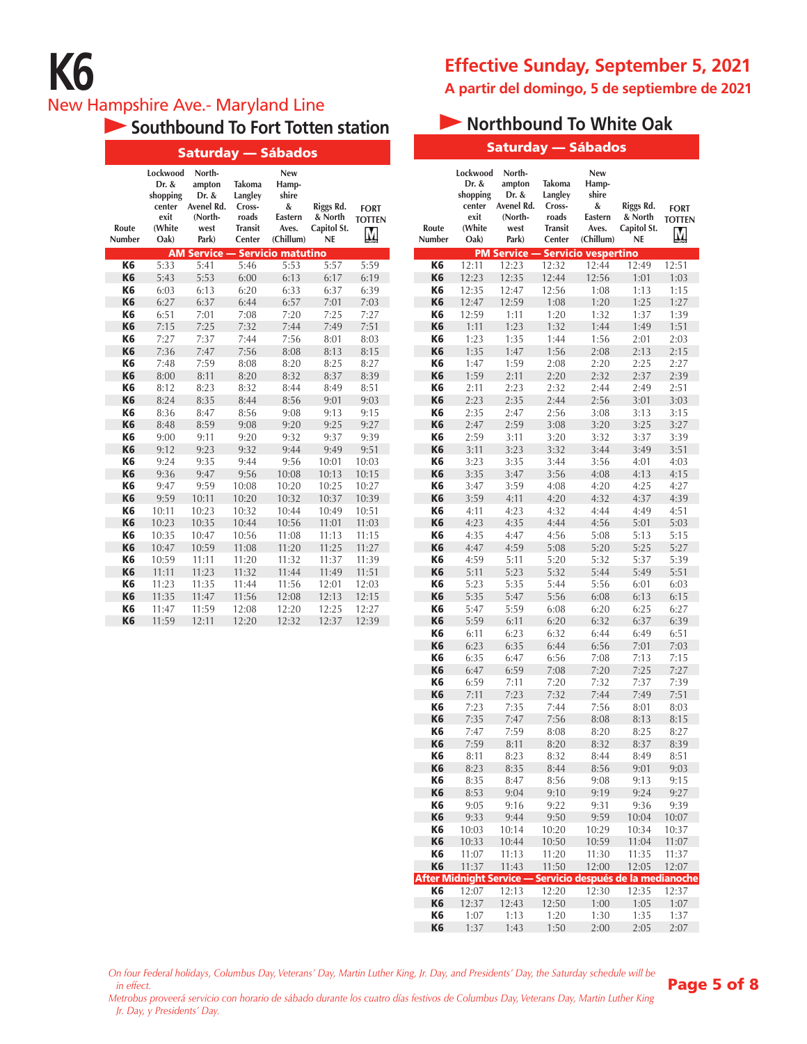# K6

## New Hampshire Ave.- Maryland Line

**Effective Sunday, September 5, 2021**

**A partir del domingo, 5 de septiembre de 2021**

### Southbound To Fort Totten station

**Saturday — Sábados**

| Route Number | Lockwood Dr. & shopping center exit (White Oak) | Northampton Dr. & Avenel Rd. (Northwest Park) | Takoma Langley Crossroads Transit Center | New Hampshire & Eastern Aves. (Chillum) | Riggs Rd. & North Capitol St. NE | FORT TOTTEN M |
|---|---|---|---|---|---|---|
| **AM Service — Servicio matutino** | | | | | | |
| K6 | 5:33 | 5:41 | 5:46 | 5:53 | 5:57 | 5:59 |
| K6 | 5:43 | 5:53 | 6:00 | 6:13 | 6:17 | 6:19 |
| K6 | 6:03 | 6:13 | 6:20 | 6:33 | 6:37 | 6:39 |
| K6 | 6:27 | 6:37 | 6:44 | 6:57 | 7:01 | 7:03 |
| K6 | 6:51 | 7:01 | 7:08 | 7:20 | 7:25 | 7:27 |
| K6 | 7:15 | 7:25 | 7:32 | 7:44 | 7:49 | 7:51 |
| K6 | 7:27 | 7:37 | 7:44 | 7:56 | 8:01 | 8:03 |
| K6 | 7:36 | 7:47 | 7:56 | 8:08 | 8:13 | 8:15 |
| K6 | 7:48 | 7:59 | 8:08 | 8:20 | 8:25 | 8:27 |
| K6 | 8:00 | 8:11 | 8:20 | 8:32 | 8:37 | 8:39 |
| K6 | 8:12 | 8:23 | 8:32 | 8:44 | 8:49 | 8:51 |
| K6 | 8:24 | 8:35 | 8:44 | 8:56 | 9:01 | 9:03 |
| K6 | 8:36 | 8:47 | 8:56 | 9:08 | 9:13 | 9:15 |
| K6 | 8:48 | 8:59 | 9:08 | 9:20 | 9:25 | 9:27 |
| K6 | 9:00 | 9:11 | 9:20 | 9:32 | 9:37 | 9:39 |
| K6 | 9:12 | 9:23 | 9:32 | 9:44 | 9:49 | 9:51 |
| K6 | 9:24 | 9:35 | 9:44 | 9:56 | 10:01 | 10:03 |
| K6 | 9:36 | 9:47 | 9:56 | 10:08 | 10:13 | 10:15 |
| K6 | 9:47 | 9:59 | 10:08 | 10:20 | 10:25 | 10:27 |
| K6 | 9:59 | 10:11 | 10:20 | 10:32 | 10:37 | 10:39 |
| K6 | 10:11 | 10:23 | 10:32 | 10:44 | 10:49 | 10:51 |
| K6 | 10:23 | 10:35 | 10:44 | 10:56 | 11:01 | 11:03 |
| K6 | 10:35 | 10:47 | 10:56 | 11:08 | 11:13 | 11:15 |
| K6 | 10:47 | 10:59 | 11:08 | 11:20 | 11:25 | 11:27 |
| K6 | 10:59 | 11:11 | 11:20 | 11:32 | 11:37 | 11:39 |
| K6 | 11:11 | 11:23 | 11:32 | 11:44 | 11:49 | 11:51 |
| K6 | 11:23 | 11:35 | 11:44 | 11:56 | 12:01 | 12:03 |
| K6 | 11:35 | 11:47 | 11:56 | 12:08 | 12:13 | 12:15 |
| K6 | 11:47 | 11:59 | 12:08 | 12:20 | 12:25 | 12:27 |
| K6 | 11:59 | 12:11 | 12:20 | 12:32 | 12:37 | 12:39 |

### Northbound To White Oak

**Saturday — Sábados**

| Route Number | Lockwood Dr. & shopping center exit (White Oak) | Northampton Dr. & Avenel Rd. (Northwest Park) | Takoma Langley Crossroads Transit Center | New Hampshire & Eastern Aves. (Chillum) | Riggs Rd. & North Capitol St. NE | FORT TOTTEN M |
|---|---|---|---|---|---|---|
| **PM Service — Servicio vespertino** | | | | | | |
| K6 | 12:11 | 12:23 | 12:32 | 12:44 | 12:49 | 12:51 |
| K6 | 12:23 | 12:35 | 12:44 | 12:56 | 1:01 | 1:03 |
| K6 | 12:35 | 12:47 | 12:56 | 1:08 | 1:13 | 1:15 |
| K6 | 12:47 | 12:59 | 1:08 | 1:20 | 1:25 | 1:27 |
| K6 | 12:59 | 1:11 | 1:20 | 1:32 | 1:37 | 1:39 |
| K6 | 1:11 | 1:23 | 1:32 | 1:44 | 1:49 | 1:51 |
| K6 | 1:23 | 1:35 | 1:44 | 1:56 | 2:01 | 2:03 |
| K6 | 1:35 | 1:47 | 1:56 | 2:08 | 2:13 | 2:15 |
| K6 | 1:47 | 1:59 | 2:08 | 2:20 | 2:25 | 2:27 |
| K6 | 1:59 | 2:11 | 2:20 | 2:32 | 2:37 | 2:39 |
| K6 | 2:11 | 2:23 | 2:32 | 2:44 | 2:49 | 2:51 |
| K6 | 2:23 | 2:35 | 2:44 | 2:56 | 3:01 | 3:03 |
| K6 | 2:35 | 2:47 | 2:56 | 3:08 | 3:13 | 3:15 |
| K6 | 2:47 | 2:59 | 3:08 | 3:20 | 3:25 | 3:27 |
| K6 | 2:59 | 3:11 | 3:20 | 3:32 | 3:37 | 3:39 |
| K6 | 3:11 | 3:23 | 3:32 | 3:44 | 3:49 | 3:51 |
| K6 | 3:23 | 3:35 | 3:44 | 3:56 | 4:01 | 4:03 |
| K6 | 3:35 | 3:47 | 3:56 | 4:08 | 4:13 | 4:15 |
| K6 | 3:47 | 3:59 | 4:08 | 4:20 | 4:25 | 4:27 |
| K6 | 3:59 | 4:11 | 4:20 | 4:32 | 4:37 | 4:39 |
| K6 | 4:11 | 4:23 | 4:32 | 4:44 | 4:49 | 4:51 |
| K6 | 4:23 | 4:35 | 4:44 | 4:56 | 5:01 | 5:03 |
| K6 | 4:35 | 4:47 | 4:56 | 5:08 | 5:13 | 5:15 |
| K6 | 4:47 | 4:59 | 5:08 | 5:20 | 5:25 | 5:27 |
| K6 | 4:59 | 5:11 | 5:20 | 5:32 | 5:37 | 5:39 |
| K6 | 5:11 | 5:23 | 5:32 | 5:44 | 5:49 | 5:51 |
| K6 | 5:23 | 5:35 | 5:44 | 5:56 | 6:01 | 6:03 |
| K6 | 5:35 | 5:47 | 5:56 | 6:08 | 6:13 | 6:15 |
| K6 | 5:47 | 5:59 | 6:08 | 6:20 | 6:25 | 6:27 |
| K6 | 5:59 | 6:11 | 6:20 | 6:32 | 6:37 | 6:39 |
| K6 | 6:11 | 6:23 | 6:32 | 6:44 | 6:49 | 6:51 |
| K6 | 6:23 | 6:35 | 6:44 | 6:56 | 7:01 | 7:03 |
| K6 | 6:35 | 6:47 | 6:56 | 7:08 | 7:13 | 7:15 |
| K6 | 6:47 | 6:59 | 7:08 | 7:20 | 7:25 | 7:27 |
| K6 | 6:59 | 7:11 | 7:20 | 7:32 | 7:37 | 7:39 |
| K6 | 7:11 | 7:23 | 7:32 | 7:44 | 7:49 | 7:51 |
| K6 | 7:23 | 7:35 | 7:44 | 7:56 | 8:01 | 8:03 |
| K6 | 7:35 | 7:47 | 7:56 | 8:08 | 8:13 | 8:15 |
| K6 | 7:47 | 7:59 | 8:08 | 8:20 | 8:25 | 8:27 |
| K6 | 7:59 | 8:11 | 8:20 | 8:32 | 8:37 | 8:39 |
| K6 | 8:11 | 8:23 | 8:32 | 8:44 | 8:49 | 8:51 |
| K6 | 8:23 | 8:35 | 8:44 | 8:56 | 9:01 | 9:03 |
| K6 | 8:35 | 8:47 | 8:56 | 9:08 | 9:13 | 9:15 |
| K6 | 8:53 | 9:04 | 9:10 | 9:19 | 9:24 | 9:27 |
| K6 | 9:05 | 9:16 | 9:22 | 9:31 | 9:36 | 9:39 |
| K6 | 9:33 | 9:44 | 9:50 | 9:59 | 10:04 | 10:07 |
| K6 | 10:03 | 10:14 | 10:20 | 10:29 | 10:34 | 10:37 |
| K6 | 10:33 | 10:44 | 10:50 | 10:59 | 11:04 | 11:07 |
| K6 | 11:07 | 11:13 | 11:20 | 11:30 | 11:35 | 11:37 |
| K6 | 11:37 | 11:43 | 11:50 | 12:00 | 12:05 | 12:07 |
| **After Midnight Service — Servicio después de la medianoche** | | | | | | |
| K6 | 12:07 | 12:13 | 12:20 | 12:30 | 12:35 | 12:37 |
| K6 | 12:37 | 12:43 | 12:50 | 1:00 | 1:05 | 1:07 |
| K6 | 1:07 | 1:13 | 1:20 | 1:30 | 1:35 | 1:37 |
| K6 | 1:37 | 1:43 | 1:50 | 2:00 | 2:05 | 2:07 |

*On four Federal holidays, Columbus Day, Veterans' Day, Martin Luther King, Jr. Day, and Presidents' Day, the Saturday schedule will be in effect.*

*Metrobus proveerá servicio con horario de sábado durante los cuatro días festivos de Columbus Day, Veterans Day, Martin Luther King Jr. Day, y Presidents' Day.*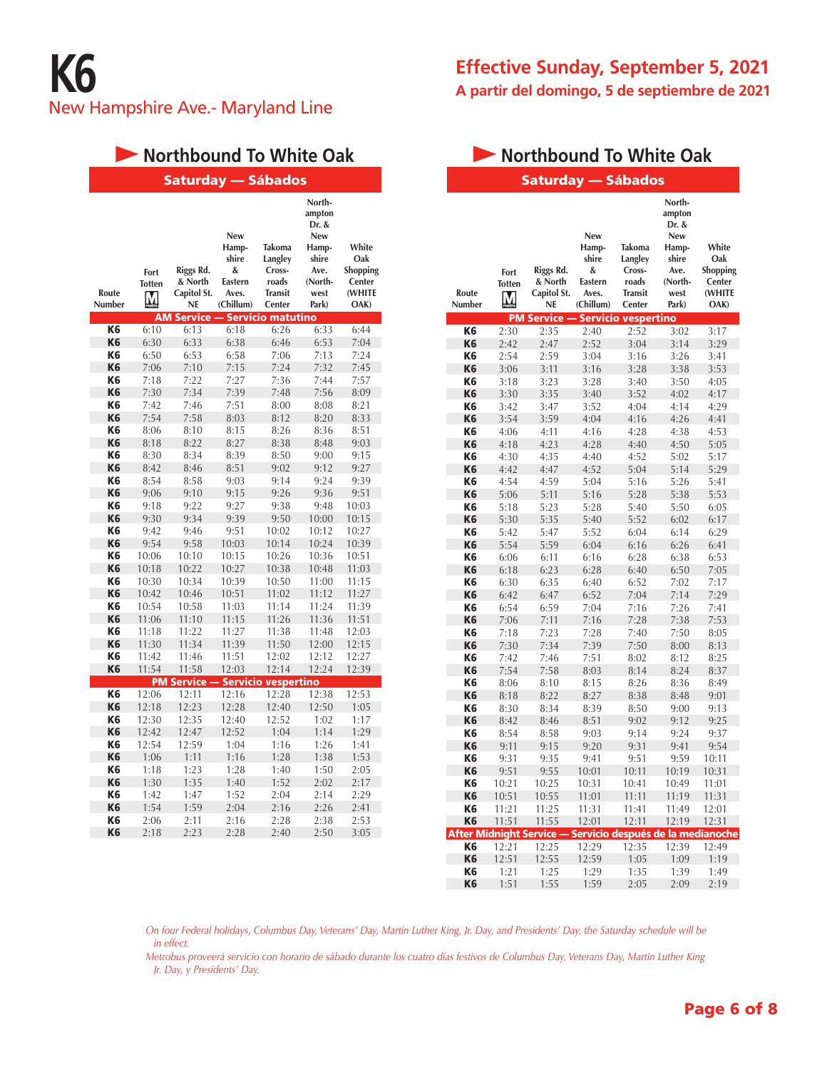# K6

New Hampshire Ave.- Maryland Line

**Effective Sunday, September 5, 2021**

**A partir del domingo, 5 de septiembre de 2021**

## Northbound To White Oak

### Saturday — Sábados

| Route Number | Fort Totten | Riggs Rd. & North Capitol St. NE | New Hampshire & Eastern Aves. (Chillum) | Takoma Langley Crossroads Transit Center | Northampton Dr. & New Hampshire Ave. (Northwest Park) | White Oak Shopping Center (WHITE OAK) |
|---|---|---|---|---|---|---|
| **AM Service — Servicio matutino** | | | | | | |
| K6 | 6:10 | 6:13 | 6:18 | 6:26 | 6:33 | 6:44 |
| K6 | 6:30 | 6:33 | 6:38 | 6:46 | 6:53 | 7:04 |
| K6 | 6:50 | 6:53 | 6:58 | 7:06 | 7:13 | 7:24 |
| K6 | 7:06 | 7:10 | 7:15 | 7:24 | 7:32 | 7:45 |
| K6 | 7:18 | 7:22 | 7:27 | 7:36 | 7:44 | 7:57 |
| K6 | 7:30 | 7:34 | 7:39 | 7:48 | 7:56 | 8:09 |
| K6 | 7:42 | 7:46 | 7:51 | 8:00 | 8:08 | 8:21 |
| K6 | 7:54 | 7:58 | 8:03 | 8:12 | 8:20 | 8:33 |
| K6 | 8:06 | 8:10 | 8:15 | 8:26 | 8:36 | 8:51 |
| K6 | 8:18 | 8:22 | 8:27 | 8:38 | 8:48 | 9:03 |
| K6 | 8:30 | 8:34 | 8:39 | 8:50 | 9:00 | 9:15 |
| K6 | 8:42 | 8:46 | 8:51 | 9:02 | 9:12 | 9:27 |
| K6 | 8:54 | 8:58 | 9:03 | 9:14 | 9:24 | 9:39 |
| K6 | 9:06 | 9:10 | 9:15 | 9:26 | 9:36 | 9:51 |
| K6 | 9:18 | 9:22 | 9:27 | 9:38 | 9:48 | 10:03 |
| K6 | 9:30 | 9:34 | 9:39 | 9:50 | 10:00 | 10:15 |
| K6 | 9:42 | 9:46 | 9:51 | 10:02 | 10:12 | 10:27 |
| K6 | 9:54 | 9:58 | 10:03 | 10:14 | 10:24 | 10:39 |
| K6 | 10:06 | 10:10 | 10:15 | 10:26 | 10:36 | 10:51 |
| K6 | 10:18 | 10:22 | 10:27 | 10:38 | 10:48 | 11:03 |
| K6 | 10:30 | 10:34 | 10:39 | 10:50 | 11:00 | 11:15 |
| K6 | 10:42 | 10:46 | 10:51 | 11:02 | 11:12 | 11:27 |
| K6 | 10:54 | 10:58 | 11:03 | 11:14 | 11:24 | 11:39 |
| K6 | 11:06 | 11:10 | 11:15 | 11:26 | 11:36 | 11:51 |
| K6 | 11:18 | 11:22 | 11:27 | 11:38 | 11:48 | 12:03 |
| K6 | 11:30 | 11:34 | 11:39 | 11:50 | 12:00 | 12:15 |
| K6 | 11:42 | 11:46 | 11:51 | 12:02 | 12:12 | 12:27 |
| K6 | 11:54 | 11:58 | 12:03 | 12:14 | 12:24 | 12:39 |
| **PM Service — Servicio vespertino** | | | | | | |
| K6 | 12:06 | 12:11 | 12:16 | 12:28 | 12:38 | 12:53 |
| K6 | 12:18 | 12:23 | 12:28 | 12:40 | 12:50 | 1:05 |
| K6 | 12:30 | 12:35 | 12:40 | 12:52 | 1:02 | 1:17 |
| K6 | 12:42 | 12:47 | 12:52 | 1:04 | 1:14 | 1:29 |
| K6 | 12:54 | 12:59 | 1:04 | 1:16 | 1:26 | 1:41 |
| K6 | 1:06 | 1:11 | 1:16 | 1:28 | 1:38 | 1:53 |
| K6 | 1:18 | 1:23 | 1:28 | 1:40 | 1:50 | 2:05 |
| K6 | 1:30 | 1:35 | 1:40 | 1:52 | 2:02 | 2:17 |
| K6 | 1:42 | 1:47 | 1:52 | 2:04 | 2:14 | 2:29 |
| K6 | 1:54 | 1:59 | 2:04 | 2:16 | 2:26 | 2:41 |
| K6 | 2:06 | 2:11 | 2:16 | 2:28 | 2:38 | 2:53 |
| K6 | 2:18 | 2:23 | 2:28 | 2:40 | 2:50 | 3:05 |
| K6 | 2:30 | 2:35 | 2:40 | 2:52 | 3:02 | 3:17 |
| K6 | 2:42 | 2:47 | 2:52 | 3:04 | 3:14 | 3:29 |
| K6 | 2:54 | 2:59 | 3:04 | 3:16 | 3:26 | 3:41 |
| K6 | 3:06 | 3:11 | 3:16 | 3:28 | 3:38 | 3:53 |
| K6 | 3:18 | 3:23 | 3:28 | 3:40 | 3:50 | 4:05 |
| K6 | 3:30 | 3:35 | 3:40 | 3:52 | 4:02 | 4:17 |
| K6 | 3:42 | 3:47 | 3:52 | 4:04 | 4:14 | 4:29 |
| K6 | 3:54 | 3:59 | 4:04 | 4:16 | 4:26 | 4:41 |
| K6 | 4:06 | 4:11 | 4:16 | 4:28 | 4:38 | 4:53 |
| K6 | 4:18 | 4:23 | 4:28 | 4:40 | 4:50 | 5:05 |
| K6 | 4:30 | 4:35 | 4:40 | 4:52 | 5:02 | 5:17 |
| K6 | 4:42 | 4:47 | 4:52 | 5:04 | 5:14 | 5:29 |
| K6 | 4:54 | 4:59 | 5:04 | 5:16 | 5:26 | 5:41 |
| K6 | 5:06 | 5:11 | 5:16 | 5:28 | 5:38 | 5:53 |
| K6 | 5:18 | 5:23 | 5:28 | 5:40 | 5:50 | 6:05 |
| K6 | 5:30 | 5:35 | 5:40 | 5:52 | 6:02 | 6:17 |
| K6 | 5:42 | 5:47 | 5:52 | 6:04 | 6:14 | 6:29 |
| K6 | 5:54 | 5:59 | 6:04 | 6:16 | 6:26 | 6:41 |
| K6 | 6:06 | 6:11 | 6:16 | 6:28 | 6:38 | 6:53 |
| K6 | 6:18 | 6:23 | 6:28 | 6:40 | 6:50 | 7:05 |
| K6 | 6:30 | 6:35 | 6:40 | 6:52 | 7:02 | 7:17 |
| K6 | 6:42 | 6:47 | 6:52 | 7:04 | 7:14 | 7:29 |
| K6 | 6:54 | 6:59 | 7:04 | 7:16 | 7:26 | 7:41 |
| K6 | 7:06 | 7:11 | 7:16 | 7:28 | 7:38 | 7:53 |
| K6 | 7:18 | 7:23 | 7:28 | 7:40 | 7:50 | 8:05 |
| K6 | 7:30 | 7:34 | 7:39 | 7:50 | 8:00 | 8:13 |
| K6 | 7:42 | 7:46 | 7:51 | 8:02 | 8:12 | 8:25 |
| K6 | 7:54 | 7:58 | 8:03 | 8:14 | 8:24 | 8:37 |
| K6 | 8:06 | 8:10 | 8:15 | 8:26 | 8:36 | 8:49 |
| K6 | 8:18 | 8:22 | 8:27 | 8:38 | 8:48 | 9:01 |
| K6 | 8:30 | 8:34 | 8:39 | 8:50 | 9:00 | 9:13 |
| K6 | 8:42 | 8:46 | 8:51 | 9:02 | 9:12 | 9:25 |
| K6 | 8:54 | 8:58 | 9:03 | 9:14 | 9:24 | 9:37 |
| K6 | 9:11 | 9:15 | 9:20 | 9:31 | 9:41 | 9:54 |
| K6 | 9:31 | 9:35 | 9:41 | 9:51 | 9:59 | 10:11 |
| K6 | 9:51 | 9:55 | 10:01 | 10:11 | 10:19 | 10:31 |
| K6 | 10:21 | 10:25 | 10:31 | 10:41 | 10:49 | 11:01 |
| K6 | 10:51 | 10:55 | 11:01 | 11:11 | 11:19 | 11:31 |
| K6 | 11:21 | 11:25 | 11:31 | 11:41 | 11:49 | 12:01 |
| K6 | 11:51 | 11:55 | 12:01 | 12:11 | 12:19 | 12:31 |
| **After Midnight Service — Servicio después de la medianoche** | | | | | | |
| K6 | 12:21 | 12:25 | 12:29 | 12:35 | 12:39 | 12:49 |
| K6 | 12:51 | 12:55 | 12:59 | 1:05 | 1:09 | 1:19 |
| K6 | 1:21 | 1:25 | 1:29 | 1:35 | 1:39 | 1:49 |
| K6 | 1:51 | 1:55 | 1:59 | 2:05 | 2:09 | 2:19 |

*On four Federal holidays, Columbus Day, Veterans' Day, Martin Luther King, Jr. Day, and Presidents' Day, the Saturday schedule will be in effect.*

*Metrobus proveerá servicio con horario de sábado durante los cuatro días festivos de Columbus Day, Veterans Day, Martin Luther King Jr. Day, y Presidents' Day.*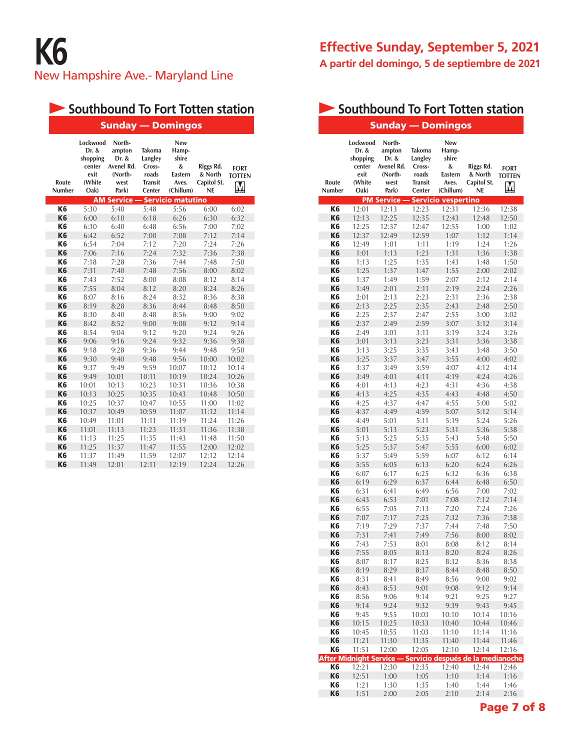# K6

New Hampshire Ave.- Maryland Line

**Effective Sunday, September 5, 2021**

**A partir del domingo, 5 de septiembre de 2021**

## Southbound To Fort Totten station

### Sunday — Domingos

| Route Number | Lockwood Dr. & shopping center exit (White Oak) | Northampton Dr. & Avenel Rd. (Northwest Park) | Takoma Langley Crossroads Transit Center | New Hampshire & Eastern Aves. (Chillum) | Riggs Rd. & North Capitol St. NE | FORT TOTTEN M |
|---|---|---|---|---|---|---|
| **AM Service — Servicio matutino** | | | | | | |
| K6 | 5:30 | 5:40 | 5:48 | 5:56 | 6:00 | 6:02 |
| K6 | 6:00 | 6:10 | 6:18 | 6:26 | 6:30 | 6:32 |
| K6 | 6:30 | 6:40 | 6:48 | 6:56 | 7:00 | 7:02 |
| K6 | 6:42 | 6:52 | 7:00 | 7:08 | 7:12 | 7:14 |
| K6 | 6:54 | 7:04 | 7:12 | 7:20 | 7:24 | 7:26 |
| K6 | 7:06 | 7:16 | 7:24 | 7:32 | 7:36 | 7:38 |
| K6 | 7:18 | 7:28 | 7:36 | 7:44 | 7:48 | 7:50 |
| K6 | 7:31 | 7:40 | 7:48 | 7:56 | 8:00 | 8:02 |
| K6 | 7:43 | 7:52 | 8:00 | 8:08 | 8:12 | 8:14 |
| K6 | 7:55 | 8:04 | 8:12 | 8:20 | 8:24 | 8:26 |
| K6 | 8:07 | 8:16 | 8:24 | 8:32 | 8:36 | 8:38 |
| K6 | 8:19 | 8:28 | 8:36 | 8:44 | 8:48 | 8:50 |
| K6 | 8:30 | 8:40 | 8:48 | 8:56 | 9:00 | 9:02 |
| K6 | 8:42 | 8:52 | 9:00 | 9:08 | 9:12 | 9:14 |
| K6 | 8:54 | 9:04 | 9:12 | 9:20 | 9:24 | 9:26 |
| K6 | 9:06 | 9:16 | 9:24 | 9:32 | 9:36 | 9:38 |
| K6 | 9:18 | 9:28 | 9:36 | 9:44 | 9:48 | 9:50 |
| K6 | 9:30 | 9:40 | 9:48 | 9:56 | 10:00 | 10:02 |
| K6 | 9:37 | 9:49 | 9:59 | 10:07 | 10:12 | 10:14 |
| K6 | 9:49 | 10:01 | 10:11 | 10:19 | 10:24 | 10:26 |
| K6 | 10:01 | 10:13 | 10:23 | 10:31 | 10:36 | 10:38 |
| K6 | 10:13 | 10:25 | 10:35 | 10:43 | 10:48 | 10:50 |
| K6 | 10:25 | 10:37 | 10:47 | 10:55 | 11:00 | 11:02 |
| K6 | 10:37 | 10:49 | 10:59 | 11:07 | 11:12 | 11:14 |
| K6 | 10:49 | 11:01 | 11:11 | 11:19 | 11:24 | 11:26 |
| K6 | 11:01 | 11:13 | 11:23 | 11:31 | 11:36 | 11:38 |
| K6 | 11:13 | 11:25 | 11:35 | 11:43 | 11:48 | 11:50 |
| K6 | 11:25 | 11:37 | 11:47 | 11:55 | 12:00 | 12:02 |
| K6 | 11:37 | 11:49 | 11:59 | 12:07 | 12:12 | 12:14 |
| K6 | 11:49 | 12:01 | 12:11 | 12:19 | 12:24 | 12:26 |

## Southbound To Fort Totten station

### Sunday — Domingos

| Route Number | Lockwood Dr. & shopping center exit (White Oak) | Northampton Dr. & Avenel Rd. (Northwest Park) | Takoma Langley Crossroads Transit Center | New Hampshire & Eastern Aves. (Chillum) | Riggs Rd. & North Capitol St. NE | FORT TOTTEN M |
|---|---|---|---|---|---|---|
| **PM Service — Servicio vespertino** | | | | | | |
| K6 | 12:01 | 12:13 | 12:23 | 12:31 | 12:36 | 12:38 |
| K6 | 12:13 | 12:25 | 12:35 | 12:43 | 12:48 | 12:50 |
| K6 | 12:25 | 12:37 | 12:47 | 12:55 | 1:00 | 1:02 |
| K6 | 12:37 | 12:49 | 12:59 | 1:07 | 1:12 | 1:14 |
| K6 | 12:49 | 1:01 | 1:11 | 1:19 | 1:24 | 1:26 |
| K6 | 1:01 | 1:13 | 1:23 | 1:31 | 1:36 | 1:38 |
| K6 | 1:13 | 1:25 | 1:35 | 1:43 | 1:48 | 1:50 |
| K6 | 1:25 | 1:37 | 1:47 | 1:55 | 2:00 | 2:02 |
| K6 | 1:37 | 1:49 | 1:59 | 2:07 | 2:12 | 2:14 |
| K6 | 1:49 | 2:01 | 2:11 | 2:19 | 2:24 | 2:26 |
| K6 | 2:01 | 2:13 | 2:23 | 2:31 | 2:36 | 2:38 |
| K6 | 2:13 | 2:25 | 2:35 | 2:43 | 2:48 | 2:50 |
| K6 | 2:25 | 2:37 | 2:47 | 2:55 | 3:00 | 3:02 |
| K6 | 2:37 | 2:49 | 2:59 | 3:07 | 3:12 | 3:14 |
| K6 | 2:49 | 3:01 | 3:11 | 3:19 | 3:24 | 3:26 |
| K6 | 3:01 | 3:13 | 3:23 | 3:31 | 3:36 | 3:38 |
| K6 | 3:13 | 3:25 | 3:35 | 3:43 | 3:48 | 3:50 |
| K6 | 3:25 | 3:37 | 3:47 | 3:55 | 4:00 | 4:02 |
| K6 | 3:37 | 3:49 | 3:59 | 4:07 | 4:12 | 4:14 |
| K6 | 3:49 | 4:01 | 4:11 | 4:19 | 4:24 | 4:26 |
| K6 | 4:01 | 4:13 | 4:23 | 4:31 | 4:36 | 4:38 |
| K6 | 4:13 | 4:25 | 4:35 | 4:43 | 4:48 | 4:50 |
| K6 | 4:25 | 4:37 | 4:47 | 4:55 | 5:00 | 5:02 |
| K6 | 4:37 | 4:49 | 4:59 | 5:07 | 5:12 | 5:14 |
| K6 | 4:49 | 5:01 | 5:11 | 5:19 | 5:24 | 5:26 |
| K6 | 5:01 | 5:13 | 5:23 | 5:31 | 5:36 | 5:38 |
| K6 | 5:13 | 5:25 | 5:35 | 5:43 | 5:48 | 5:50 |
| K6 | 5:25 | 5:37 | 5:47 | 5:55 | 6:00 | 6:02 |
| K6 | 5:37 | 5:49 | 5:59 | 6:07 | 6:12 | 6:14 |
| K6 | 5:55 | 6:05 | 6:13 | 6:20 | 6:24 | 6:26 |
| K6 | 6:07 | 6:17 | 6:25 | 6:32 | 6:36 | 6:38 |
| K6 | 6:19 | 6:29 | 6:37 | 6:44 | 6:48 | 6:50 |
| K6 | 6:31 | 6:41 | 6:49 | 6:56 | 7:00 | 7:02 |
| K6 | 6:43 | 6:53 | 7:01 | 7:08 | 7:12 | 7:14 |
| K6 | 6:55 | 7:05 | 7:13 | 7:20 | 7:24 | 7:26 |
| K6 | 7:07 | 7:17 | 7:25 | 7:32 | 7:36 | 7:38 |
| K6 | 7:19 | 7:29 | 7:37 | 7:44 | 7:48 | 7:50 |
| K6 | 7:31 | 7:41 | 7:49 | 7:56 | 8:00 | 8:02 |
| K6 | 7:43 | 7:53 | 8:01 | 8:08 | 8:12 | 8:14 |
| K6 | 7:55 | 8:05 | 8:13 | 8:20 | 8:24 | 8:26 |
| K6 | 8:07 | 8:17 | 8:25 | 8:32 | 8:36 | 8:38 |
| K6 | 8:19 | 8:29 | 8:37 | 8:44 | 8:48 | 8:50 |
| K6 | 8:31 | 8:41 | 8:49 | 8:56 | 9:00 | 9:02 |
| K6 | 8:43 | 8:53 | 9:01 | 9:08 | 9:12 | 9:14 |
| K6 | 8:56 | 9:06 | 9:14 | 9:21 | 9:25 | 9:27 |
| K6 | 9:14 | 9:24 | 9:32 | 9:39 | 9:43 | 9:45 |
| K6 | 9:45 | 9:55 | 10:03 | 10:10 | 10:14 | 10:16 |
| K6 | 10:15 | 10:25 | 10:33 | 10:40 | 10:44 | 10:46 |
| K6 | 10:45 | 10:55 | 11:03 | 11:10 | 11:14 | 11:16 |
| K6 | 11:21 | 11:30 | 11:35 | 11:40 | 11:44 | 11:46 |
| K6 | 11:51 | 12:00 | 12:05 | 12:10 | 12:14 | 12:16 |
| **After Midnight Service — Servicio después de la medianoche** | | | | | | |
| K6 | 12:21 | 12:30 | 12:35 | 12:40 | 12:44 | 12:46 |
| K6 | 12:51 | 1:00 | 1:05 | 1:10 | 1:14 | 1:16 |
| K6 | 1:21 | 1:30 | 1:35 | 1:40 | 1:44 | 1:46 |
| K6 | 1:51 | 2:00 | 2:05 | 2:10 | 2:14 | 2:16 |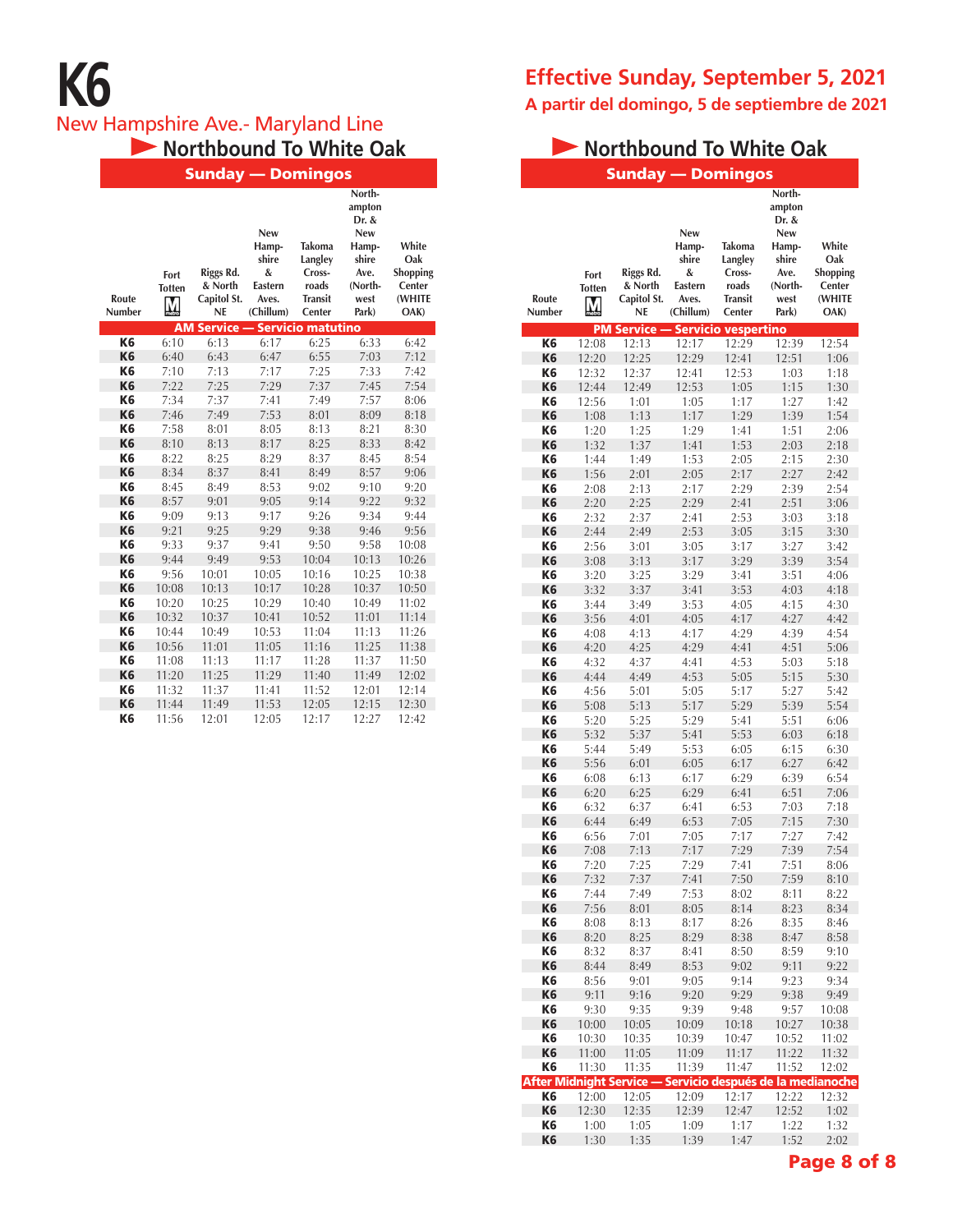# K6

## New Hampshire Ave.- Maryland Line

**Effective Sunday, September 5, 2021**

**A partir del domingo, 5 de septiembre de 2021**

### Northbound To White Oak

**Sunday — Domingos**

| Route Number | Fort Totten (Metro) | Riggs Rd. & North Capitol St. NE | New Hampshire & Eastern Aves. (Chillum) | Takoma Langley Crossroads Transit Center | Northampton Dr. & New Hampshire Ave. (Northwest Park) | White Oak Shopping Center (WHITE OAK) |
|---|---|---|---|---|---|---|
| **AM Service — Servicio matutino** | | | | | | |
| K6 | 6:10 | 6:13 | 6:17 | 6:25 | 6:33 | 6:42 |
| K6 | 6:40 | 6:43 | 6:47 | 6:55 | 7:03 | 7:12 |
| K6 | 7:10 | 7:13 | 7:17 | 7:25 | 7:33 | 7:42 |
| K6 | 7:22 | 7:25 | 7:29 | 7:37 | 7:45 | 7:54 |
| K6 | 7:34 | 7:37 | 7:41 | 7:49 | 7:57 | 8:06 |
| K6 | 7:46 | 7:49 | 7:53 | 8:01 | 8:09 | 8:18 |
| K6 | 7:58 | 8:01 | 8:05 | 8:13 | 8:21 | 8:30 |
| K6 | 8:10 | 8:13 | 8:17 | 8:25 | 8:33 | 8:42 |
| K6 | 8:22 | 8:25 | 8:29 | 8:37 | 8:45 | 8:54 |
| K6 | 8:34 | 8:37 | 8:41 | 8:49 | 8:57 | 9:06 |
| K6 | 8:45 | 8:49 | 8:53 | 9:02 | 9:10 | 9:20 |
| K6 | 8:57 | 9:01 | 9:05 | 9:14 | 9:22 | 9:32 |
| K6 | 9:09 | 9:13 | 9:17 | 9:26 | 9:34 | 9:44 |
| K6 | 9:21 | 9:25 | 9:29 | 9:38 | 9:46 | 9:56 |
| K6 | 9:33 | 9:37 | 9:41 | 9:50 | 9:58 | 10:08 |
| K6 | 9:44 | 9:49 | 9:53 | 10:04 | 10:13 | 10:26 |
| K6 | 9:56 | 10:01 | 10:05 | 10:16 | 10:25 | 10:38 |
| K6 | 10:08 | 10:13 | 10:17 | 10:28 | 10:37 | 10:50 |
| K6 | 10:20 | 10:25 | 10:29 | 10:40 | 10:49 | 11:02 |
| K6 | 10:32 | 10:37 | 10:41 | 10:52 | 11:01 | 11:14 |
| K6 | 10:44 | 10:49 | 10:53 | 11:04 | 11:13 | 11:26 |
| K6 | 10:56 | 11:01 | 11:05 | 11:16 | 11:25 | 11:38 |
| K6 | 11:08 | 11:13 | 11:17 | 11:28 | 11:37 | 11:50 |
| K6 | 11:20 | 11:25 | 11:29 | 11:40 | 11:49 | 12:02 |
| K6 | 11:32 | 11:37 | 11:41 | 11:52 | 12:01 | 12:14 |
| K6 | 11:44 | 11:49 | 11:53 | 12:05 | 12:15 | 12:30 |
| K6 | 11:56 | 12:01 | 12:05 | 12:17 | 12:27 | 12:42 |

### Northbound To White Oak

**Sunday — Domingos**

| Route Number | Fort Totten (Metro) | Riggs Rd. & North Capitol St. NE | New Hampshire & Eastern Aves. (Chillum) | Takoma Langley Crossroads Transit Center | Northampton Dr. & New Hampshire Ave. (Northwest Park) | White Oak Shopping Center (WHITE OAK) |
|---|---|---|---|---|---|---|
| **PM Service — Servicio vespertino** | | | | | | |
| K6 | 12:08 | 12:13 | 12:17 | 12:29 | 12:39 | 12:54 |
| K6 | 12:20 | 12:25 | 12:29 | 12:41 | 12:51 | 1:06 |
| K6 | 12:32 | 12:37 | 12:41 | 12:53 | 1:03 | 1:18 |
| K6 | 12:44 | 12:49 | 12:53 | 1:05 | 1:15 | 1:30 |
| K6 | 12:56 | 1:01 | 1:05 | 1:17 | 1:27 | 1:42 |
| K6 | 1:08 | 1:13 | 1:17 | 1:29 | 1:39 | 1:54 |
| K6 | 1:20 | 1:25 | 1:29 | 1:41 | 1:51 | 2:06 |
| K6 | 1:32 | 1:37 | 1:41 | 1:53 | 2:03 | 2:18 |
| K6 | 1:44 | 1:49 | 1:53 | 2:05 | 2:15 | 2:30 |
| K6 | 1:56 | 2:01 | 2:05 | 2:17 | 2:27 | 2:42 |
| K6 | 2:08 | 2:13 | 2:17 | 2:29 | 2:39 | 2:54 |
| K6 | 2:20 | 2:25 | 2:29 | 2:41 | 2:51 | 3:06 |
| K6 | 2:32 | 2:37 | 2:41 | 2:53 | 3:03 | 3:18 |
| K6 | 2:44 | 2:49 | 2:53 | 3:05 | 3:15 | 3:30 |
| K6 | 2:56 | 3:01 | 3:05 | 3:17 | 3:27 | 3:42 |
| K6 | 3:08 | 3:13 | 3:17 | 3:29 | 3:39 | 3:54 |
| K6 | 3:20 | 3:25 | 3:29 | 3:41 | 3:51 | 4:06 |
| K6 | 3:32 | 3:37 | 3:41 | 3:53 | 4:03 | 4:18 |
| K6 | 3:44 | 3:49 | 3:53 | 4:05 | 4:15 | 4:30 |
| K6 | 3:56 | 4:01 | 4:05 | 4:17 | 4:27 | 4:42 |
| K6 | 4:08 | 4:13 | 4:17 | 4:29 | 4:39 | 4:54 |
| K6 | 4:20 | 4:25 | 4:29 | 4:41 | 4:51 | 5:06 |
| K6 | 4:32 | 4:37 | 4:41 | 4:53 | 5:03 | 5:18 |
| K6 | 4:44 | 4:49 | 4:53 | 5:05 | 5:15 | 5:30 |
| K6 | 4:56 | 5:01 | 5:05 | 5:17 | 5:27 | 5:42 |
| K6 | 5:08 | 5:13 | 5:17 | 5:29 | 5:39 | 5:54 |
| K6 | 5:20 | 5:25 | 5:29 | 5:41 | 5:51 | 6:06 |
| K6 | 5:32 | 5:37 | 5:41 | 5:53 | 6:03 | 6:18 |
| K6 | 5:44 | 5:49 | 5:53 | 6:05 | 6:15 | 6:30 |
| K6 | 5:56 | 6:01 | 6:05 | 6:17 | 6:27 | 6:42 |
| K6 | 6:08 | 6:13 | 6:17 | 6:29 | 6:39 | 6:54 |
| K6 | 6:20 | 6:25 | 6:29 | 6:41 | 6:51 | 7:06 |
| K6 | 6:32 | 6:37 | 6:41 | 6:53 | 7:03 | 7:18 |
| K6 | 6:44 | 6:49 | 6:53 | 7:05 | 7:15 | 7:30 |
| K6 | 6:56 | 7:01 | 7:05 | 7:17 | 7:27 | 7:42 |
| K6 | 7:08 | 7:13 | 7:17 | 7:29 | 7:39 | 7:54 |
| K6 | 7:20 | 7:25 | 7:29 | 7:41 | 7:51 | 8:06 |
| K6 | 7:32 | 7:37 | 7:41 | 7:50 | 7:59 | 8:10 |
| K6 | 7:44 | 7:49 | 7:53 | 8:02 | 8:11 | 8:22 |
| K6 | 7:56 | 8:01 | 8:05 | 8:14 | 8:23 | 8:34 |
| K6 | 8:08 | 8:13 | 8:17 | 8:26 | 8:35 | 8:46 |
| K6 | 8:20 | 8:25 | 8:29 | 8:38 | 8:47 | 8:58 |
| K6 | 8:32 | 8:37 | 8:41 | 8:50 | 8:59 | 9:10 |
| K6 | 8:44 | 8:49 | 8:53 | 9:02 | 9:11 | 9:22 |
| K6 | 8:56 | 9:01 | 9:05 | 9:14 | 9:23 | 9:34 |
| K6 | 9:11 | 9:16 | 9:20 | 9:29 | 9:38 | 9:49 |
| K6 | 9:30 | 9:35 | 9:39 | 9:48 | 9:57 | 10:08 |
| K6 | 10:00 | 10:05 | 10:09 | 10:18 | 10:27 | 10:38 |
| K6 | 10:30 | 10:35 | 10:39 | 10:47 | 10:52 | 11:02 |
| K6 | 11:00 | 11:05 | 11:09 | 11:17 | 11:22 | 11:32 |
| K6 | 11:30 | 11:35 | 11:39 | 11:47 | 11:52 | 12:02 |
| **After Midnight Service — Servicio después de la medianoche** | | | | | | |
| K6 | 12:00 | 12:05 | 12:09 | 12:17 | 12:22 | 12:32 |
| K6 | 12:30 | 12:35 | 12:39 | 12:47 | 12:52 | 1:02 |
| K6 | 1:00 | 1:05 | 1:09 | 1:17 | 1:22 | 1:32 |
| K6 | 1:30 | 1:35 | 1:39 | 1:47 | 1:52 | 2:02 |